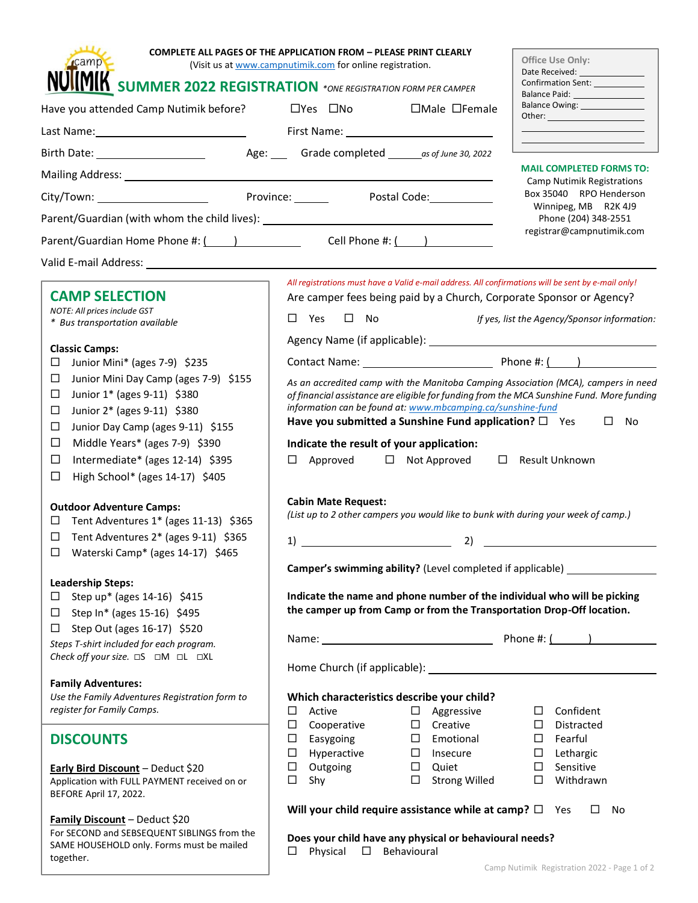**COMPLETE ALL PAGES OF THE APPLICATION FROM – PLEASE PRINT CLEARLY**

(Visit us at www.campnutimik.com for online registration.)

# SUMMER 2022 REGISTRATION *\*ONE REGISTRATION FORM PER CAMPER*

| Office Use Only: |
|---|
| Date Received: ____________ |
| Confirmation Sent: ____________ |
| Balance Paid: ____________ |
| Balance Owing: ____________ |
| Other: ____________ |

**MAIL COMPLETED FORMS TO:**
Camp Nutimik Registrations
Box 35040 RPO Henderson
Winnipeg, MB R2K 4J9
Phone (204) 348-2551
registrar@campnutimik.com

Have you attended Camp Nutimik before? ☐Yes ☐No ☐Male ☐Female

Last Name: ____________ First Name: ____________

Birth Date: ____________ Age: ___ Grade completed ______ *as of June 30, 2022*

Mailing Address: ____________

City/Town: ____________ Province: ______ Postal Code: ____________

Parent/Guardian (with whom the child lives): ____________

Parent/Guardian Home Phone #: (____) ____________ Cell Phone #: (____) ____________

Valid E-mail Address: ____________

*All registrations must have a Valid e-mail address. All confirmations will be sent by e-mail only!*

## CAMP SELECTION

*NOTE: All prices include GST*
*\* Bus transportation available*

**Classic Camps:**

- ☐ Junior Mini* (ages 7-9) $235
- ☐ Junior Mini Day Camp (ages 7-9) $155
- ☐ Junior 1* (ages 9-11) $380
- ☐ Junior 2* (ages 9-11) $380
- ☐ Junior Day Camp (ages 9-11) $155
- ☐ Middle Years* (ages 7-9) $390
- ☐ Intermediate* (ages 12-14) $395
- ☐ High School* (ages 14-17) $405

**Outdoor Adventure Camps:**

- ☐ Tent Adventures 1* (ages 11-13) $365
- ☐ Tent Adventures 2* (ages 9-11) $365
- ☐ Waterski Camp* (ages 14-17) $465

**Leadership Steps:**

- ☐ Step up* (ages 14-16) $415
- ☐ Step In* (ages 15-16) $495
- ☐ Step Out (ages 16-17) $520

*Steps T-shirt included for each program.*
*Check off your size.* ☐S ☐M ☐L ☐XL

**Family Adventures:**

*Use the Family Adventures Registration form to register for Family Camps.*

## DISCOUNTS

**Early Bird Discount** – Deduct $20
Application with FULL PAYMENT received on or BEFORE April 17, 2022.

**Family Discount** – Deduct $20
For SECOND and SEBSEQUENT SIBLINGS from the SAME HOUSEHOLD only. Forms must be mailed together.

---

Are camper fees being paid by a Church, Corporate Sponsor or Agency?

☐ Yes ☐ No *If yes, list the Agency/Sponsor information:*

Agency Name (if applicable): ____________

Contact Name: ____________ Phone #: (____) ____________

*As an accredited camp with the Manitoba Camping Association (MCA), campers in need of financial assistance are eligible for funding from the MCA Sunshine Fund. More funding information can be found at: www.mbcamping.ca/sunshine-fund*

**Have you submitted a Sunshine Fund application?** ☐ Yes ☐ No

**Indicate the result of your application:**

☐ Approved ☐ Not Approved ☐ Result Unknown

**Cabin Mate Request:**
*(List up to 2 other campers you would like to bunk with during your week of camp.)*

1) ____________ 2) ____________

**Camper's swimming ability?** (Level completed if applicable) ____________

**Indicate the name and phone number of the individual who will be picking the camper up from Camp or from the Transportation Drop-Off location.**

Name: ____________ Phone #: (____) ____________

Home Church (if applicable): ____________

**Which characteristics describe your child?**

| | | |
|---|---|---|
| ☐ Active | ☐ Aggressive | ☐ Confident |
| ☐ Cooperative | ☐ Creative | ☐ Distracted |
| ☐ Easygoing | ☐ Emotional | ☐ Fearful |
| ☐ Hyperactive | ☐ Insecure | ☐ Lethargic |
| ☐ Outgoing | ☐ Quiet | ☐ Sensitive |
| ☐ Shy | ☐ Strong Willed | ☐ Withdrawn |

**Will your child require assistance while at camp?** ☐ Yes ☐ No

**Does your child have any physical or behavioural needs?**
☐ Physical ☐ Behavioural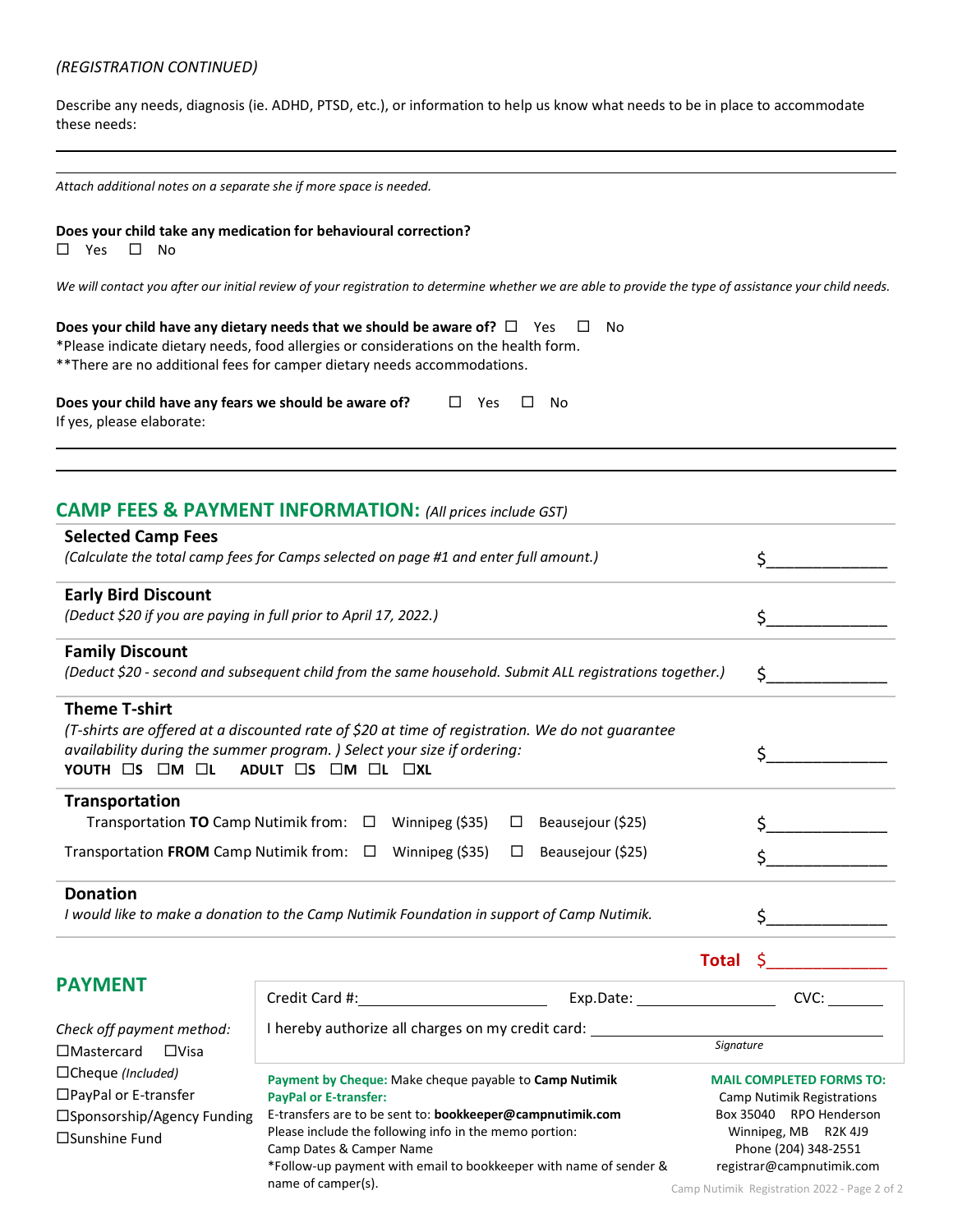*(REGISTRATION CONTINUED)*

Describe any needs, diagnosis (ie. ADHD, PTSD, etc.), or information to help us know what needs to be in place to accommodate these needs:

_______________________________________________

_______________________________________________

*Attach additional notes on a separate she if more space is needed.*

**Does your child take any medication for behavioural correction?**
☐ Yes ☐ No

*We will contact you after our initial review of your registration to determine whether we are able to provide the type of assistance your child needs.*

**Does your child have any dietary needs that we should be aware of?** ☐ Yes ☐ No
*Please indicate dietary needs, food allergies or considerations on the health form.
**There are no additional fees for camper dietary needs accommodations.

**Does your child have any fears we should be aware of?** ☐ Yes ☐ No
If yes, please elaborate:

_______________________________________________

_______________________________________________

## CAMP FEES & PAYMENT INFORMATION: *(All prices include GST)*

| | |
|---|---|
| **Selected Camp Fees**<br>*(Calculate the total camp fees for Camps selected on page #1 and enter full amount.)* | $______________ |
| **Early Bird Discount**<br>*(Deduct $20 if you are paying in full prior to April 17, 2022.)* | $______________ |
| **Family Discount**<br>*(Deduct $20 - second and subsequent child from the same household. Submit ALL registrations together.)* | $______________ |
| **Theme T-shirt**<br>*(T-shirts are offered at a discounted rate of $20 at time of registration. We do not guarantee availability during the summer program. ) Select your size if ordering:*<br>**YOUTH** ☐**S** ☐**M** ☐**L** **ADULT** ☐**S** ☐**M** ☐**L** ☐**XL** | $______________ |
| **Transportation**<br>Transportation **TO** Camp Nutimik from: ☐ Winnipeg ($35) ☐ Beausejour ($25) | $______________ |
| Transportation **FROM** Camp Nutimik from: ☐ Winnipeg ($35) ☐ Beausejour ($25) | $______________ |
| **Donation**<br>*I would like to make a donation to the Camp Nutimik Foundation in support of Camp Nutimik.* | $______________ |
| **Total** | $______________ |

## PAYMENT

*Check off payment method:*
☐Mastercard ☐Visa
☐Cheque *(Included)*
☐PayPal or E-transfer
☐Sponsorship/Agency Funding
☐Sunshine Fund

Credit Card #:______________________ Exp.Date: ______________ CVC: _______

I hereby authorize all charges on my credit card: ______________________________
*Signature*

**Payment by Cheque:** Make cheque payable to **Camp Nutimik**
**PayPal or E-transfer:**
E-transfers are to be sent to: **bookkeeper@campnutimik.com**
Please include the following info in the memo portion:
Camp Dates & Camper Name
*Follow-up payment with email to bookkeeper with name of sender & name of camper(s).

**MAIL COMPLETED FORMS TO:**
Camp Nutimik Registrations
Box 35040 RPO Henderson
Winnipeg, MB R2K 4J9
Phone (204) 348-2551
registrar@campnutimik.com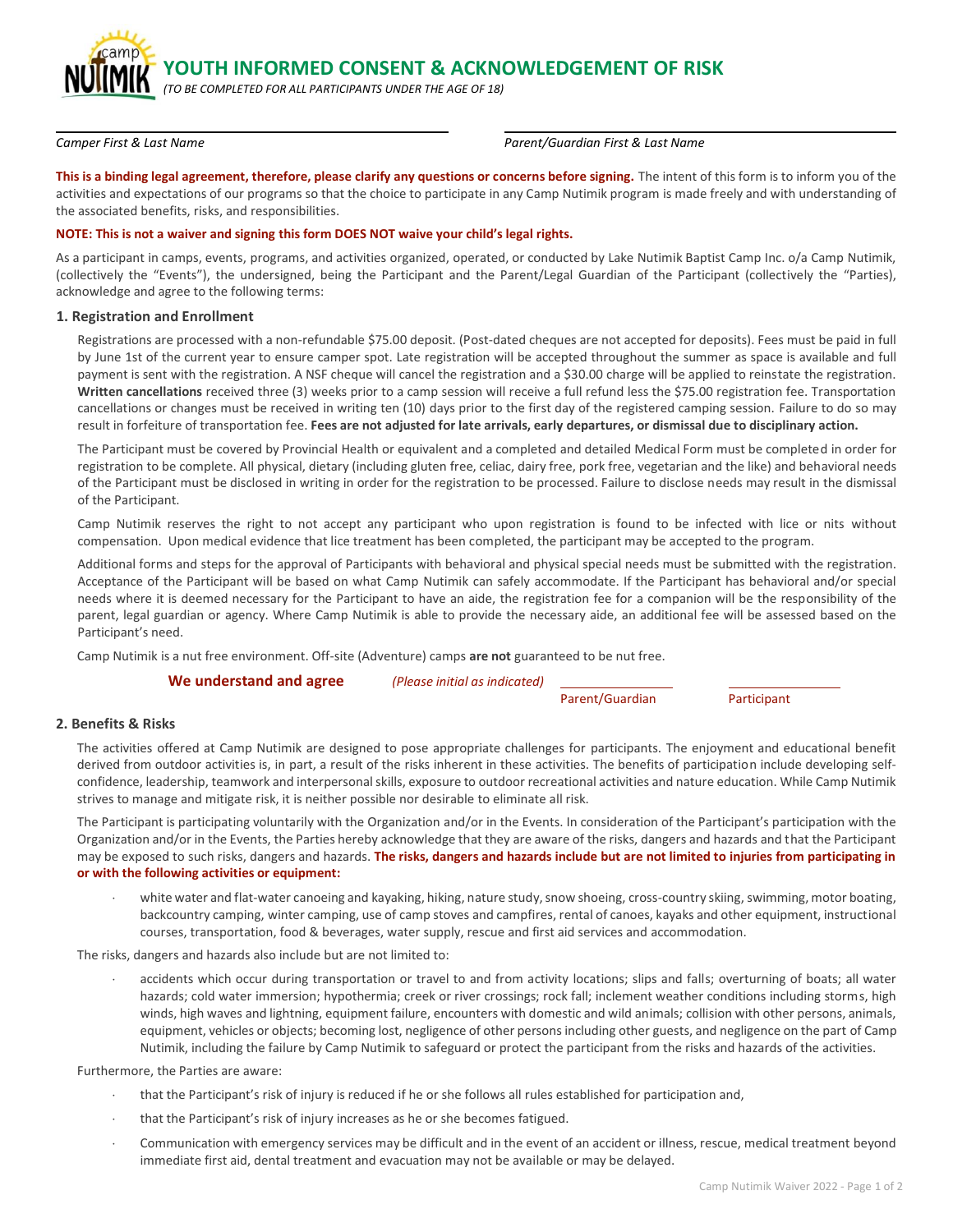# YOUTH INFORMED CONSENT & ACKNOWLEDGEMENT OF RISK

*(TO BE COMPLETED FOR ALL PARTICIPANTS UNDER THE AGE OF 18)*

*Camper First & Last Name* ______________________ *Parent/Guardian First & Last Name* ______________________

**This is a binding legal agreement, therefore, please clarify any questions or concerns before signing.** The intent of this form is to inform you of the activities and expectations of our programs so that the choice to participate in any Camp Nutimik program is made freely and with understanding of the associated benefits, risks, and responsibilities.

**NOTE: This is not a waiver and signing this form DOES NOT waive your child's legal rights.**

As a participant in camps, events, programs, and activities organized, operated, or conducted by Lake Nutimik Baptist Camp Inc. o/a Camp Nutimik, (collectively the "Events"), the undersigned, being the Participant and the Parent/Legal Guardian of the Participant (collectively the "Parties"), acknowledge and agree to the following terms:

### 1. Registration and Enrollment

Registrations are processed with a non-refundable $75.00 deposit. (Post-dated cheques are not accepted for deposits). Fees must be paid in full by June 1st of the current year to ensure camper spot. Late registration will be accepted throughout the summer as space is available and full payment is sent with the registration. A NSF cheque will cancel the registration and a $30.00 charge will be applied to reinstate the registration. **Written cancellations** received three (3) weeks prior to a camp session will receive a full refund less the $75.00 registration fee. Transportation cancellations or changes must be received in writing ten (10) days prior to the first day of the registered camping session. Failure to do so may result in forfeiture of transportation fee. **Fees are not adjusted for late arrivals, early departures, or dismissal due to disciplinary action.**

The Participant must be covered by Provincial Health or equivalent and a completed and detailed Medical Form must be completed in order for registration to be complete. All physical, dietary (including gluten free, celiac, dairy free, pork free, vegetarian and the like) and behavioral needs of the Participant must be disclosed in writing in order for the registration to be processed. Failure to disclose needs may result in the dismissal of the Participant.

Camp Nutimik reserves the right to not accept any participant who upon registration is found to be infected with lice or nits without compensation. Upon medical evidence that lice treatment has been completed, the participant may be accepted to the program.

Additional forms and steps for the approval of Participants with behavioral and physical special needs must be submitted with the registration. Acceptance of the Participant will be based on what Camp Nutimik can safely accommodate. If the Participant has behavioral and/or special needs where it is deemed necessary for the Participant to have an aide, the registration fee for a companion will be the responsibility of the parent, legal guardian or agency. Where Camp Nutimik is able to provide the necessary aide, an additional fee will be assessed based on the Participant's need.

Camp Nutimik is a nut free environment. Off-site (Adventure) camps **are not** guaranteed to be nut free.

**We understand and agree** *(Please initial as indicated)* ____________ Parent/Guardian ____________ Participant

### 2. Benefits & Risks

The activities offered at Camp Nutimik are designed to pose appropriate challenges for participants. The enjoyment and educational benefit derived from outdoor activities is, in part, a result of the risks inherent in these activities. The benefits of participation include developing self-confidence, leadership, teamwork and interpersonal skills, exposure to outdoor recreational activities and nature education. While Camp Nutimik strives to manage and mitigate risk, it is neither possible nor desirable to eliminate all risk.

The Participant is participating voluntarily with the Organization and/or in the Events. In consideration of the Participant's participation with the Organization and/or in the Events, the Parties hereby acknowledge that they are aware of the risks, dangers and hazards and that the Participant may be exposed to such risks, dangers and hazards. **The risks, dangers and hazards include but are not limited to injuries from participating in or with the following activities or equipment:**

- white water and flat-water canoeing and kayaking, hiking, nature study, snow shoeing, cross-country skiing, swimming, motor boating, backcountry camping, winter camping, use of camp stoves and campfires, rental of canoes, kayaks and other equipment, instructional courses, transportation, food & beverages, water supply, rescue and first aid services and accommodation.

The risks, dangers and hazards also include but are not limited to:

- accidents which occur during transportation or travel to and from activity locations; slips and falls; overturning of boats; all water hazards; cold water immersion; hypothermia; creek or river crossings; rock fall; inclement weather conditions including storms, high winds, high waves and lightning, equipment failure, encounters with domestic and wild animals; collision with other persons, animals, equipment, vehicles or objects; becoming lost, negligence of other persons including other guests, and negligence on the part of Camp Nutimik, including the failure by Camp Nutimik to safeguard or protect the participant from the risks and hazards of the activities.

Furthermore, the Parties are aware:

- that the Participant's risk of injury is reduced if he or she follows all rules established for participation and,
- that the Participant's risk of injury increases as he or she becomes fatigued.
- Communication with emergency services may be difficult and in the event of an accident or illness, rescue, medical treatment beyond immediate first aid, dental treatment and evacuation may not be available or may be delayed.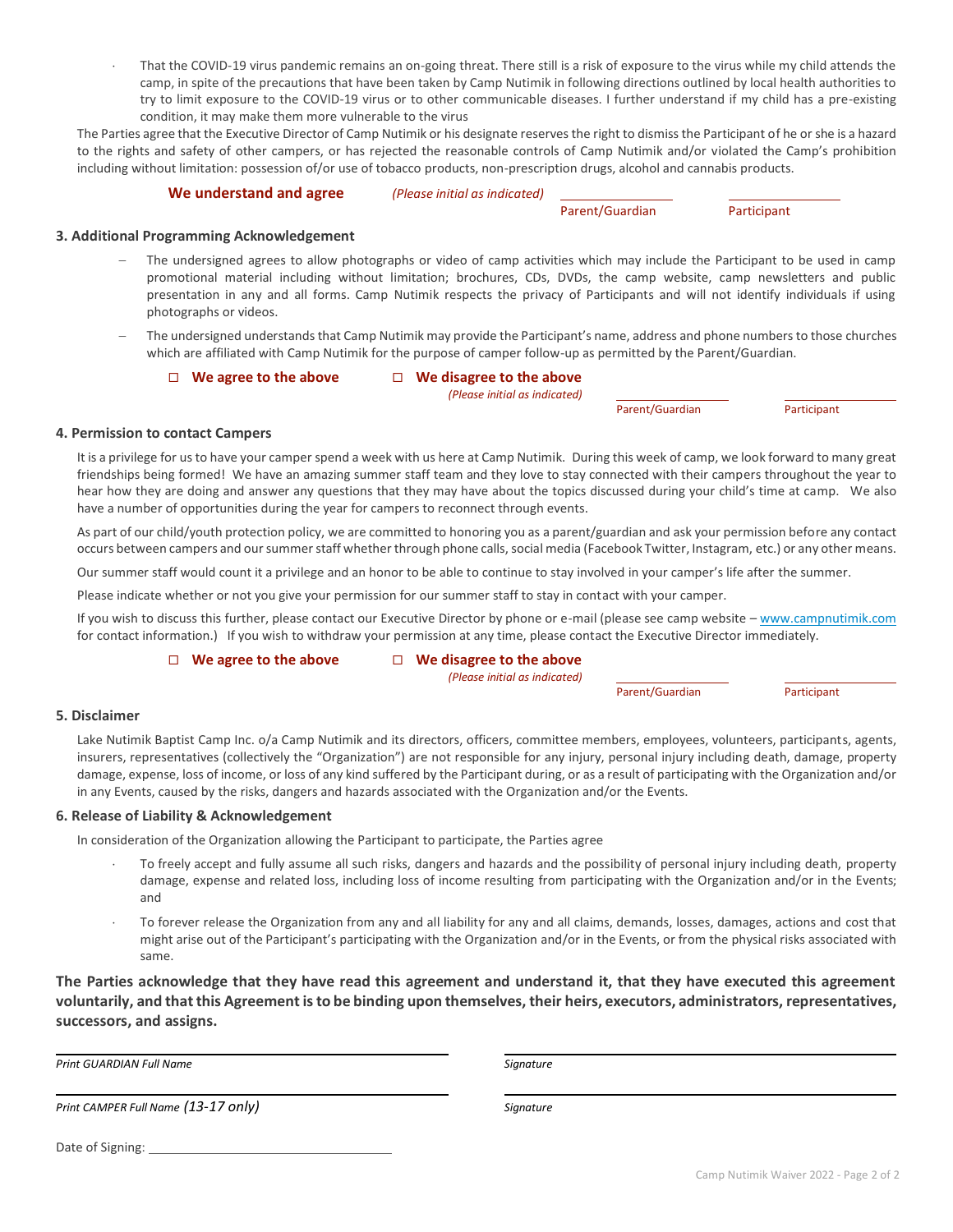- That the COVID-19 virus pandemic remains an on-going threat. There still is a risk of exposure to the virus while my child attends the camp, in spite of the precautions that have been taken by Camp Nutimik in following directions outlined by local health authorities to try to limit exposure to the COVID-19 virus or to other communicable diseases. I further understand if my child has a pre-existing condition, it may make them more vulnerable to the virus

The Parties agree that the Executive Director of Camp Nutimik or his designate reserves the right to dismiss the Participant of he or she is a hazard to the rights and safety of other campers, or has rejected the reasonable controls of Camp Nutimik and/or violated the Camp's prohibition including without limitation: possession of/or use of tobacco products, non-prescription drugs, alcohol and cannabis products.

**We understand and agree** *(Please initial as indicated)* ______________ Parent/Guardian ______________ Participant

### 3. Additional Programming Acknowledgement

- The undersigned agrees to allow photographs or video of camp activities which may include the Participant to be used in camp promotional material including without limitation; brochures, CDs, DVDs, the camp website, camp newsletters and public presentation in any and all forms. Camp Nutimik respects the privacy of Participants and will not identify individuals if using photographs or videos.
- The undersigned understands that Camp Nutimik may provide the Participant's name, address and phone numbers to those churches which are affiliated with Camp Nutimik for the purpose of camper follow-up as permitted by the Parent/Guardian.

☐ **We agree to the above** ☐ **We disagree to the above** *(Please initial as indicated)* ______________ Parent/Guardian ______________ Participant

### 4. Permission to contact Campers

It is a privilege for us to have your camper spend a week with us here at Camp Nutimik. During this week of camp, we look forward to many great friendships being formed! We have an amazing summer staff team and they love to stay connected with their campers throughout the year to hear how they are doing and answer any questions that they may have about the topics discussed during your child's time at camp. We also have a number of opportunities during the year for campers to reconnect through events.

As part of our child/youth protection policy, we are committed to honoring you as a parent/guardian and ask your permission before any contact occurs between campers and our summer staff whether through phone calls, social media (Facebook Twitter, Instagram, etc.) or any other means.

Our summer staff would count it a privilege and an honor to be able to continue to stay involved in your camper's life after the summer.

Please indicate whether or not you give your permission for our summer staff to stay in contact with your camper.

If you wish to discuss this further, please contact our Executive Director by phone or e-mail (please see camp website – www.campnutimik.com for contact information.) If you wish to withdraw your permission at any time, please contact the Executive Director immediately.

☐ **We agree to the above** ☐ **We disagree to the above** *(Please initial as indicated)* ______________ Parent/Guardian ______________ Participant

### 5. Disclaimer

Lake Nutimik Baptist Camp Inc. o/a Camp Nutimik and its directors, officers, committee members, employees, volunteers, participants, agents, insurers, representatives (collectively the "Organization") are not responsible for any injury, personal injury including death, damage, property damage, expense, loss of income, or loss of any kind suffered by the Participant during, or as a result of participating with the Organization and/or in any Events, caused by the risks, dangers and hazards associated with the Organization and/or the Events.

### 6. Release of Liability & Acknowledgement

In consideration of the Organization allowing the Participant to participate, the Parties agree

- To freely accept and fully assume all such risks, dangers and hazards and the possibility of personal injury including death, property damage, expense and related loss, including loss of income resulting from participating with the Organization and/or in the Events; and
- To forever release the Organization from any and all liability for any and all claims, demands, losses, damages, actions and cost that might arise out of the Participant's participating with the Organization and/or in the Events, or from the physical risks associated with same.

**The Parties acknowledge that they have read this agreement and understand it, that they have executed this agreement voluntarily, and that this Agreement is to be binding upon themselves, their heirs, executors, administrators, representatives, successors, and assigns.**

______________________________ ______________________________
*Print GUARDIAN Full Name* *Signature*

______________________________ ______________________________
*Print CAMPER Full Name (13-17 only)* *Signature*

Date of Signing: ______________________________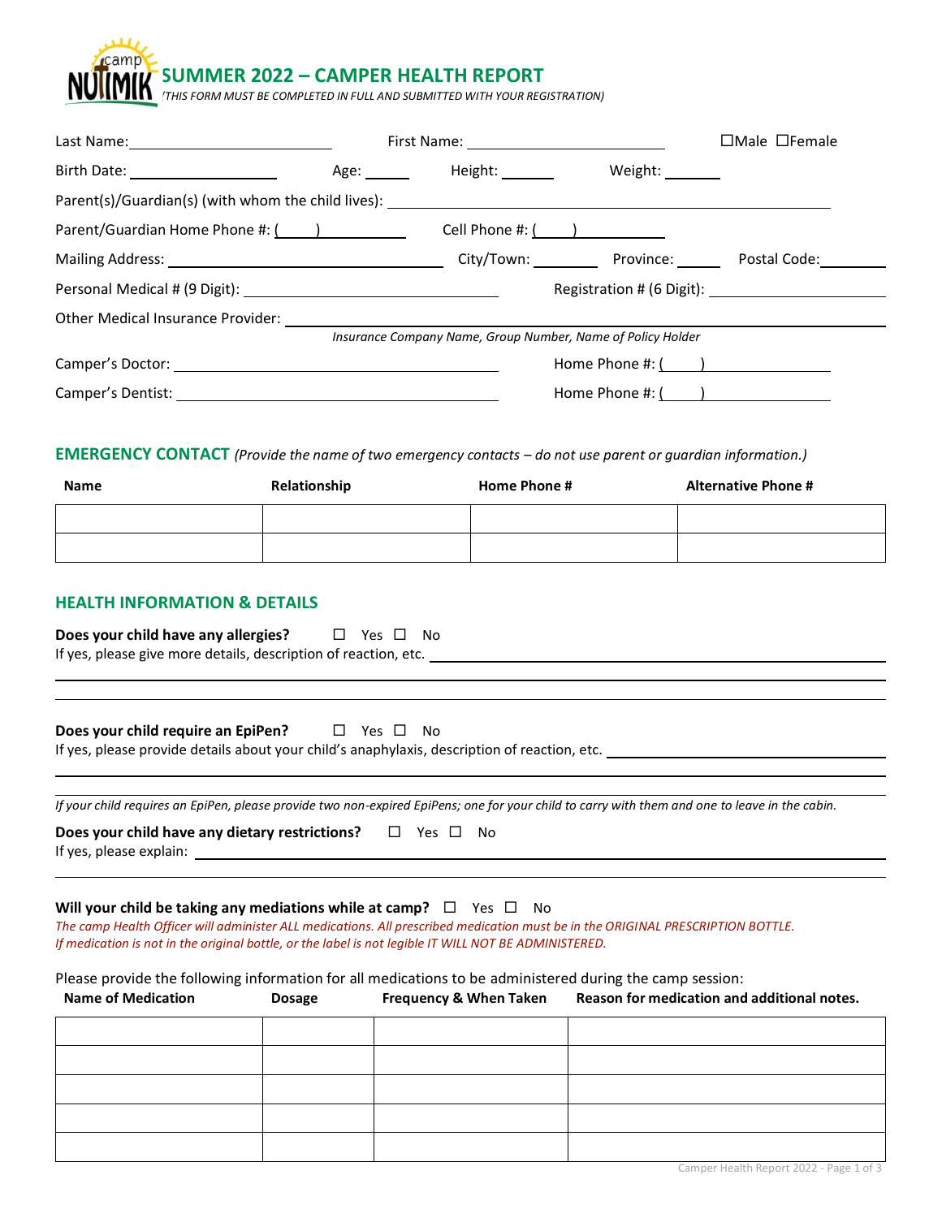# SUMMER 2022 – CAMPER HEALTH REPORT

*(THIS FORM MUST BE COMPLETED IN FULL AND SUBMITTED WITH YOUR REGISTRATION)*

Last Name: ________________________ First Name: ________________________ ☐Male ☐Female

Birth Date: __________________ Age: ______ Height: ______ Weight: _______

Parent(s)/Guardian(s) (with whom the child lives): ________________________________________________

Parent/Guardian Home Phone #: (     ) __________ Cell Phone #: (     ) __________

Mailing Address: ______________________________ City/Town: ________ Province: _____ Postal Code: ________

Personal Medical # (9 Digit): __________________________ Registration # (6 Digit): ____________________

Other Medical Insurance Provider: ________________________________________________
*Insurance Company Name, Group Number, Name of Policy Holder*

Camper's Doctor: __________________________________ Home Phone #: (     ) __________

Camper's Dentist: __________________________________ Home Phone #: (     ) __________

## EMERGENCY CONTACT *(Provide the name of two emergency contacts – do not use parent or guardian information.)*

| Name | Relationship | Home Phone # | Alternative Phone # |
|---|---|---|---|
| | | | |
| | | | |

## HEALTH INFORMATION & DETAILS

**Does your child have any allergies?** ☐ Yes ☐ No
If yes, please give more details, description of reaction, etc. ________________________________________________

**Does your child require an EpiPen?** ☐ Yes ☐ No
If yes, please provide details about your child's anaphylaxis, description of reaction, etc. ______________________

*If your child requires an EpiPen, please provide two non-expired EpiPens; one for your child to carry with them and one to leave in the cabin.*

**Does your child have any dietary restrictions?** ☐ Yes ☐ No
If yes, please explain: ________________________________________________

**Will your child be taking any mediations while at camp?** ☐ Yes ☐ No
*The camp Health Officer will administer ALL medications. All prescribed medication must be in the ORIGINAL PRESCRIPTION BOTTLE. If medication is not in the original bottle, or the label is not legible IT WILL NOT BE ADMINISTERED.*

Please provide the following information for all medications to be administered during the camp session:

| Name of Medication | Dosage | Frequency & When Taken | Reason for medication and additional notes. |
|---|---|---|---|
| | | | |
| | | | |
| | | | |
| | | | |
| | | | |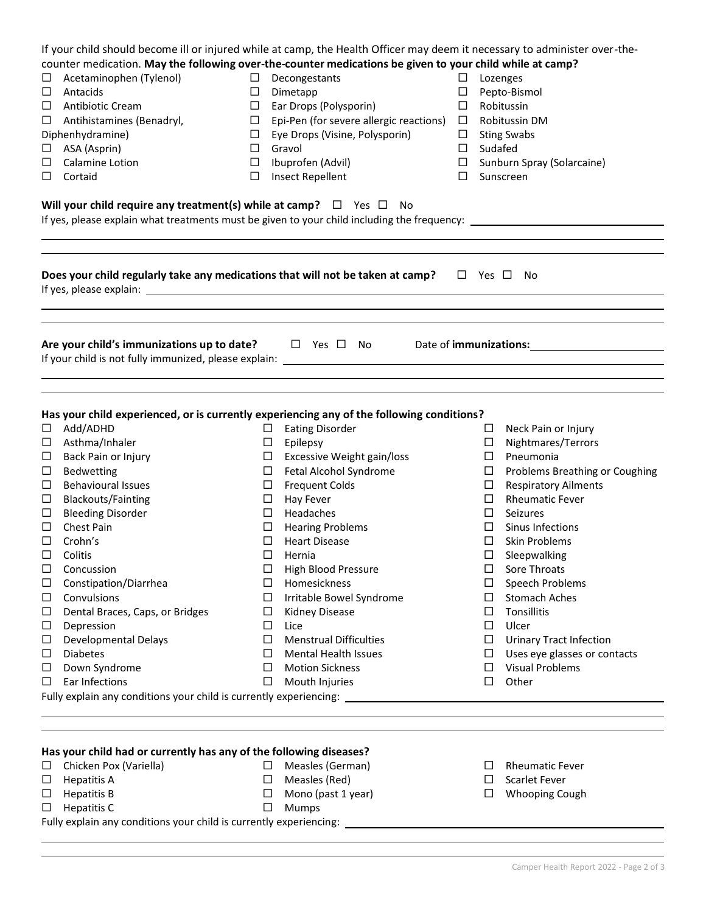If your child should become ill or injured while at camp, the Health Officer may deem it necessary to administer over-the-counter medication. **May the following over-the-counter medications be given to your child while at camp?**

- ☐ Acetaminophen (Tylenol)
- ☐ Antacids
- ☐ Antibiotic Cream
- ☐ Antihistamines (Benadryl, Diphenhydramine)
- ☐ ASA (Asprin)
- ☐ Calamine Lotion
- ☐ Cortaid
- ☐ Decongestants
- ☐ Dimetapp
- ☐ Ear Drops (Polysporin)
- ☐ Epi-Pen (for severe allergic reactions)
- ☐ Eye Drops (Visine, Polysporin)
- ☐ Gravol
- ☐ Ibuprofen (Advil)
- ☐ Insect Repellent
- ☐ Lozenges
- ☐ Pepto-Bismol
- ☐ Robitussin
- ☐ Robitussin DM
- ☐ Sting Swabs
- ☐ Sudafed
- ☐ Sunburn Spray (Solarcaine)
- ☐ Sunscreen

**Will your child require any treatment(s) while at camp?** ☐ Yes ☐ No

If yes, please explain what treatments must be given to your child including the frequency: ______________________

______________________

______________________

**Does your child regularly take any medications that will not be taken at camp?** ☐ Yes ☐ No

If yes, please explain: ______________________

______________________

______________________

**Are your child's immunizations up to date?** ☐ Yes ☐ No Date of **immunizations:** ______________________

If your child is not fully immunized, please explain: ______________________

______________________

______________________

**Has your child experienced, or is currently experiencing any of the following conditions?**

- ☐ Add/ADHD
- ☐ Asthma/Inhaler
- ☐ Back Pain or Injury
- ☐ Bedwetting
- ☐ Behavioural Issues
- ☐ Blackouts/Fainting
- ☐ Bleeding Disorder
- ☐ Chest Pain
- ☐ Crohn's
- ☐ Colitis
- ☐ Concussion
- ☐ Constipation/Diarrhea
- ☐ Convulsions
- ☐ Dental Braces, Caps, or Bridges
- ☐ Depression
- ☐ Developmental Delays
- ☐ Diabetes
- ☐ Down Syndrome
- ☐ Ear Infections
- ☐ Eating Disorder
- ☐ Epilepsy
- ☐ Excessive Weight gain/loss
- ☐ Fetal Alcohol Syndrome
- ☐ Frequent Colds
- ☐ Hay Fever
- ☐ Headaches
- ☐ Hearing Problems
- ☐ Heart Disease
- ☐ Hernia
- ☐ High Blood Pressure
- ☐ Homesickness
- ☐ Irritable Bowel Syndrome
- ☐ Kidney Disease
- ☐ Lice
- ☐ Menstrual Difficulties
- ☐ Mental Health Issues
- ☐ Motion Sickness
- ☐ Mouth Injuries
- ☐ Neck Pain or Injury
- ☐ Nightmares/Terrors
- ☐ Pneumonia
- ☐ Problems Breathing or Coughing
- ☐ Respiratory Ailments
- ☐ Rheumatic Fever
- ☐ Seizures
- ☐ Sinus Infections
- ☐ Skin Problems
- ☐ Sleepwalking
- ☐ Sore Throats
- ☐ Speech Problems
- ☐ Stomach Aches
- ☐ Tonsillitis
- ☐ Ulcer
- ☐ Urinary Tract Infection
- ☐ Uses eye glasses or contacts
- ☐ Visual Problems
- ☐ Other

Fully explain any conditions your child is currently experiencing: ______________________

______________________

______________________

**Has your child had or currently has any of the following diseases?**

- ☐ Chicken Pox (Variella)
- ☐ Hepatitis A
- ☐ Hepatitis B
- ☐ Hepatitis C
- ☐ Measles (German)
- ☐ Measles (Red)
- ☐ Mono (past 1 year)
- ☐ Mumps
- ☐ Rheumatic Fever
- ☐ Scarlet Fever
- ☐ Whooping Cough

Fully explain any conditions your child is currently experiencing: ______________________

______________________

______________________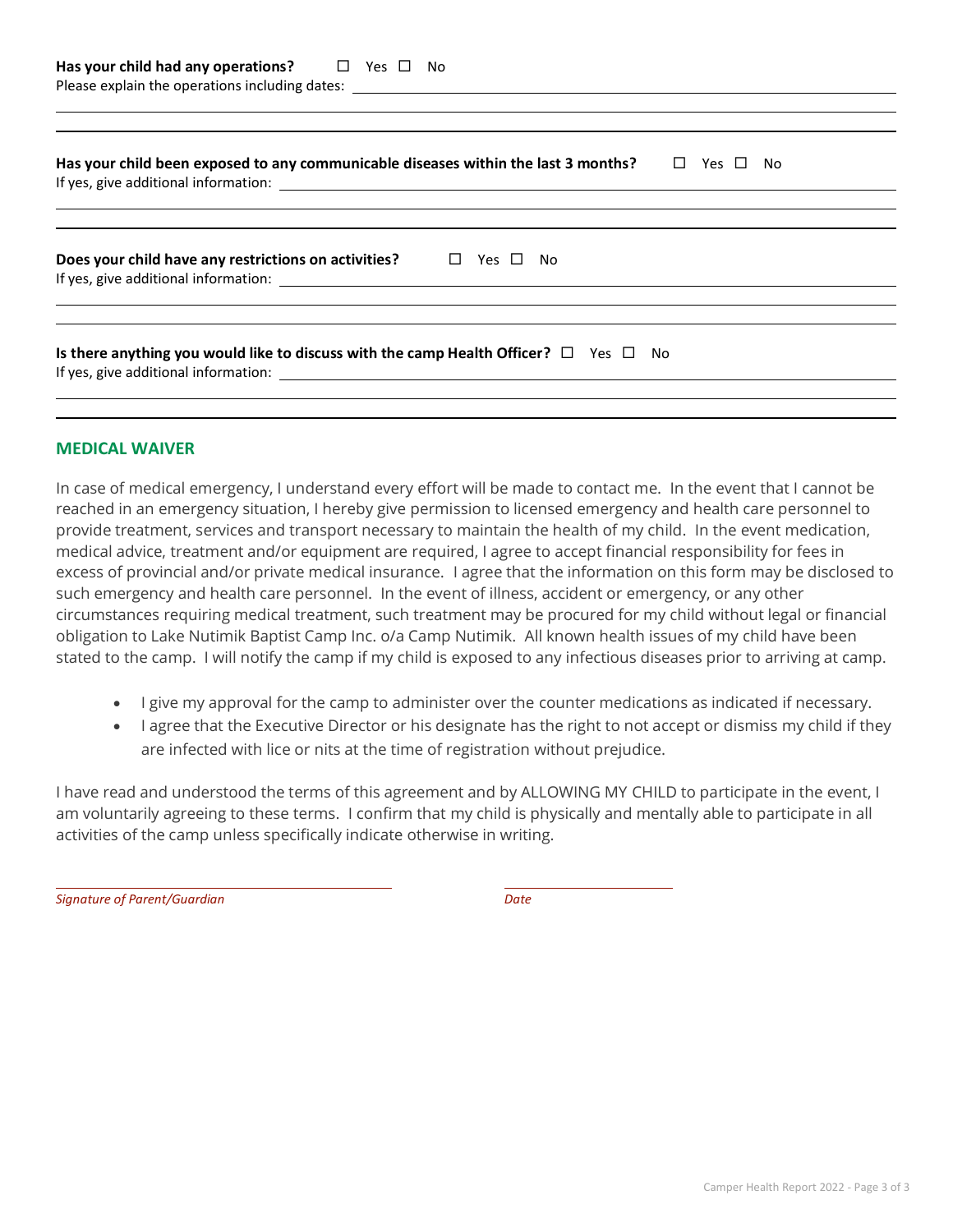**Has your child had any operations?** ☐ Yes ☐ No

Please explain the operations including dates: \_\_\_\_\_\_\_\_\_\_\_\_\_\_\_\_\_\_\_\_\_\_\_\_\_\_\_\_\_\_\_\_\_\_\_\_\_\_

**Has your child been exposed to any communicable diseases within the last 3 months?** ☐ Yes ☐ No

If yes, give additional information: \_\_\_\_\_\_\_\_\_\_\_\_\_\_\_\_\_\_\_\_\_\_\_\_\_\_\_\_\_\_\_\_\_\_\_\_\_\_

**Does your child have any restrictions on activities?** ☐ Yes ☐ No

If yes, give additional information: \_\_\_\_\_\_\_\_\_\_\_\_\_\_\_\_\_\_\_\_\_\_\_\_\_\_\_\_\_\_\_\_\_\_\_\_\_\_

**Is there anything you would like to discuss with the camp Health Officer?** ☐ Yes ☐ No

If yes, give additional information: \_\_\_\_\_\_\_\_\_\_\_\_\_\_\_\_\_\_\_\_\_\_\_\_\_\_\_\_\_\_\_\_\_\_\_\_\_\_

## MEDICAL WAIVER

In case of medical emergency, I understand every effort will be made to contact me. In the event that I cannot be reached in an emergency situation, I hereby give permission to licensed emergency and health care personnel to provide treatment, services and transport necessary to maintain the health of my child. In the event medication, medical advice, treatment and/or equipment are required, I agree to accept financial responsibility for fees in excess of provincial and/or private medical insurance. I agree that the information on this form may be disclosed to such emergency and health care personnel. In the event of illness, accident or emergency, or any other circumstances requiring medical treatment, such treatment may be procured for my child without legal or financial obligation to Lake Nutimik Baptist Camp Inc. o/a Camp Nutimik. All known health issues of my child have been stated to the camp. I will notify the camp if my child is exposed to any infectious diseases prior to arriving at camp.

- I give my approval for the camp to administer over the counter medications as indicated if necessary.
- I agree that the Executive Director or his designate has the right to not accept or dismiss my child if they are infected with lice or nits at the time of registration without prejudice.

I have read and understood the terms of this agreement and by ALLOWING MY CHILD to participate in the event, I am voluntarily agreeing to these terms. I confirm that my child is physically and mentally able to participate in all activities of the camp unless specifically indicate otherwise in writing.

\_\_\_\_\_\_\_\_\_\_\_\_\_\_\_\_\_\_\_\_\_\_\_\_\_\_\_\_\_\_\_\_ \_\_\_\_\_\_\_\_\_\_\_\_\_\_\_\_\_\_\_\_

*Signature of Parent/Guardian* *Date*